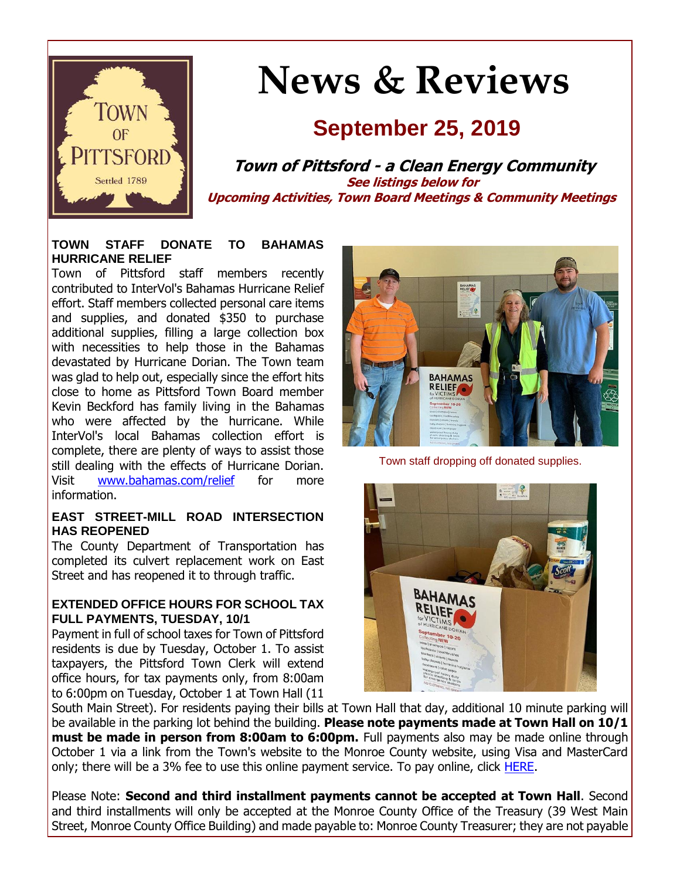# News & Reviews

## September 25, 2019

***Town of Pittsford - a Clean Energy Community***

***See listings below for***
***Upcoming Activities, Town Board Meetings & Community Meetings***

### TOWN STAFF DONATE TO BAHAMAS HURRICANE RELIEF

Town of Pittsford staff members recently contributed to InterVol's Bahamas Hurricane Relief effort. Staff members collected personal care items and supplies, and donated $350 to purchase additional supplies, filling a large collection box with necessities to help those in the Bahamas devastated by Hurricane Dorian. The Town team was glad to help out, especially since the effort hits close to home as Pittsford Town Board member Kevin Beckford has family living in the Bahamas who were affected by the hurricane. While InterVol's local Bahamas collection effort is complete, there are plenty of ways to assist those still dealing with the effects of Hurricane Dorian. Visit [www.bahamas.com/relief](www.bahamas.com/relief) for more information.

Town staff dropping off donated supplies.

### EAST STREET-MILL ROAD INTERSECTION HAS REOPENED

The County Department of Transportation has completed its culvert replacement work on East Street and has reopened it to through traffic.

### EXTENDED OFFICE HOURS FOR SCHOOL TAX FULL PAYMENTS, TUESDAY, 10/1

Payment in full of school taxes for Town of Pittsford residents is due by Tuesday, October 1. To assist taxpayers, the Pittsford Town Clerk will extend office hours, for tax payments only, from 8:00am to 6:00pm on Tuesday, October 1 at Town Hall (11 South Main Street). For residents paying their bills at Town Hall that day, additional 10 minute parking will be available in the parking lot behind the building. **Please note payments made at Town Hall on 10/1 must be made in person from 8:00am to 6:00pm.** Full payments also may be made online through October 1 via a link from the Town's website to the Monroe County website, using Visa and MasterCard only; there will be a 3% fee to use this online payment service. To pay online, click [HERE]().

Please Note: **Second and third installment payments cannot be accepted at Town Hall**. Second and third installments will only be accepted at the Monroe County Office of the Treasury (39 West Main Street, Monroe County Office Building) and made payable to: Monroe County Treasurer; they are not payable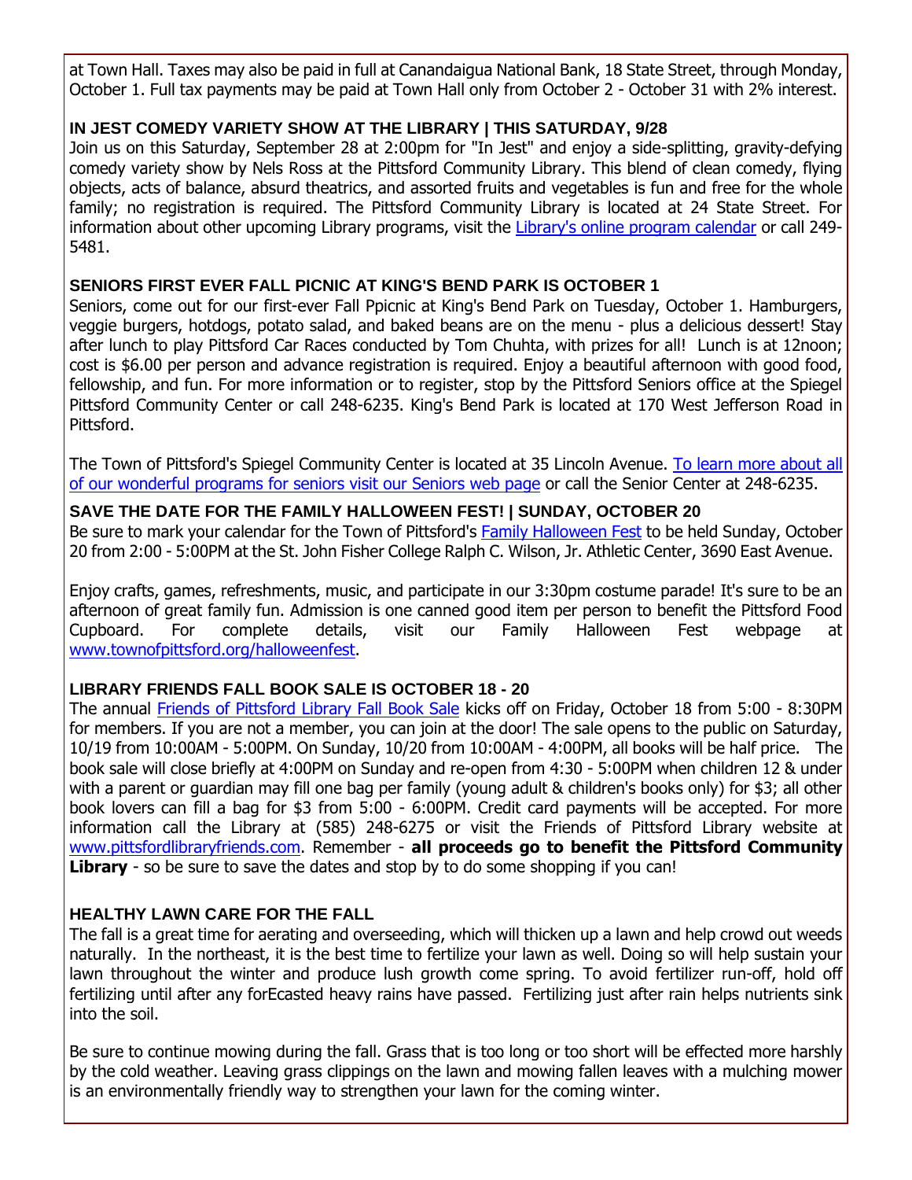at Town Hall. Taxes may also be paid in full at Canandaigua National Bank, 18 State Street, through Monday, October 1. Full tax payments may be paid at Town Hall only from October 2 - October 31 with 2% interest.

### IN JEST COMEDY VARIETY SHOW AT THE LIBRARY | THIS SATURDAY, 9/28

Join us on this Saturday, September 28 at 2:00pm for "In Jest" and enjoy a side-splitting, gravity-defying comedy variety show by Nels Ross at the Pittsford Community Library. This blend of clean comedy, flying objects, acts of balance, absurd theatrics, and assorted fruits and vegetables is fun and free for the whole family; no registration is required. The Pittsford Community Library is located at 24 State Street. For information about other upcoming Library programs, visit the Library's online program calendar or call 249-5481.

### SENIORS FIRST EVER FALL PICNIC AT KING'S BEND PARK IS OCTOBER 1

Seniors, come out for our first-ever Fall Ppicnic at King's Bend Park on Tuesday, October 1. Hamburgers, veggie burgers, hotdogs, potato salad, and baked beans are on the menu - plus a delicious dessert! Stay after lunch to play Pittsford Car Races conducted by Tom Chuhta, with prizes for all! Lunch is at 12noon; cost is $6.00 per person and advance registration is required. Enjoy a beautiful afternoon with good food, fellowship, and fun. For more information or to register, stop by the Pittsford Seniors office at the Spiegel Pittsford Community Center or call 248-6235. King's Bend Park is located at 170 West Jefferson Road in Pittsford.

The Town of Pittsford's Spiegel Community Center is located at 35 Lincoln Avenue. To learn more about all of our wonderful programs for seniors visit our Seniors web page or call the Senior Center at 248-6235.

### SAVE THE DATE FOR THE FAMILY HALLOWEEN FEST! | SUNDAY, OCTOBER 20

Be sure to mark your calendar for the Town of Pittsford's Family Halloween Fest to be held Sunday, October 20 from 2:00 - 5:00PM at the St. John Fisher College Ralph C. Wilson, Jr. Athletic Center, 3690 East Avenue.

Enjoy crafts, games, refreshments, music, and participate in our 3:30pm costume parade! It's sure to be an afternoon of great family fun. Admission is one canned good item per person to benefit the Pittsford Food Cupboard. For complete details, visit our Family Halloween Fest webpage at www.townofpittsford.org/halloweenfest.

### LIBRARY FRIENDS FALL BOOK SALE IS OCTOBER 18 - 20

The annual Friends of Pittsford Library Fall Book Sale kicks off on Friday, October 18 from 5:00 - 8:30PM for members. If you are not a member, you can join at the door! The sale opens to the public on Saturday, 10/19 from 10:00AM - 5:00PM. On Sunday, 10/20 from 10:00AM - 4:00PM, all books will be half price. The book sale will close briefly at 4:00PM on Sunday and re-open from 4:30 - 5:00PM when children 12 & under with a parent or guardian may fill one bag per family (young adult & children's books only) for $3; all other book lovers can fill a bag for $3 from 5:00 - 6:00PM. Credit card payments will be accepted. For more information call the Library at (585) 248-6275 or visit the Friends of Pittsford Library website at www.pittsfordlibraryfriends.com. Remember - **all proceeds go to benefit the Pittsford Community Library** - so be sure to save the dates and stop by to do some shopping if you can!

### HEALTHY LAWN CARE FOR THE FALL

The fall is a great time for aerating and overseeding, which will thicken up a lawn and help crowd out weeds naturally. In the northeast, it is the best time to fertilize your lawn as well. Doing so will help sustain your lawn throughout the winter and produce lush growth come spring. To avoid fertilizer run-off, hold off fertilizing until after any forEcasted heavy rains have passed. Fertilizing just after rain helps nutrients sink into the soil.

Be sure to continue mowing during the fall. Grass that is too long or too short will be effected more harshly by the cold weather. Leaving grass clippings on the lawn and mowing fallen leaves with a mulching mower is an environmentally friendly way to strengthen your lawn for the coming winter.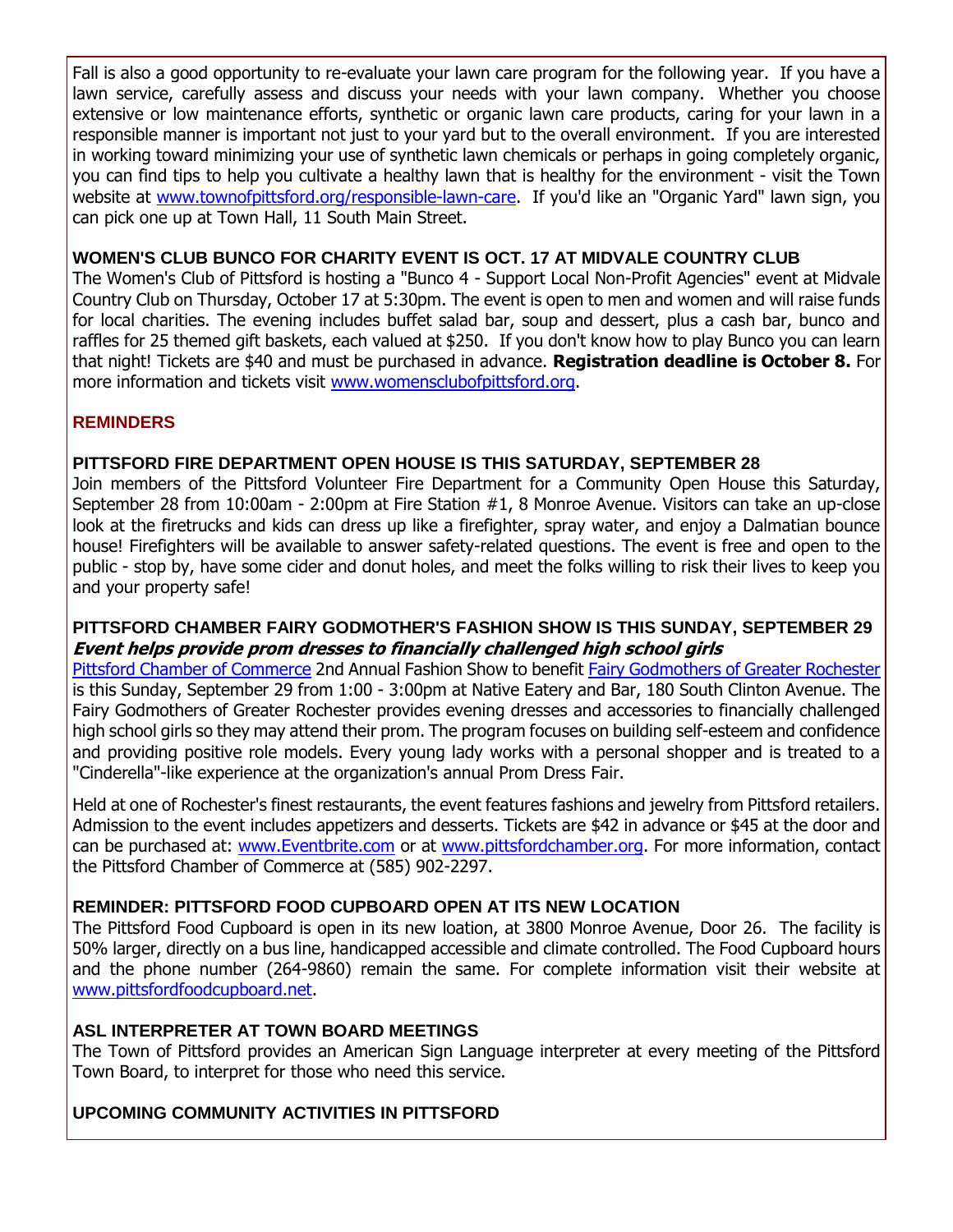Fall is also a good opportunity to re-evaluate your lawn care program for the following year. If you have a lawn service, carefully assess and discuss your needs with your lawn company. Whether you choose extensive or low maintenance efforts, synthetic or organic lawn care products, caring for your lawn in a responsible manner is important not just to your yard but to the overall environment. If you are interested in working toward minimizing your use of synthetic lawn chemicals or perhaps in going completely organic, you can find tips to help you cultivate a healthy lawn that is healthy for the environment - visit the Town website at www.townofpittsford.org/responsible-lawn-care. If you'd like an "Organic Yard" lawn sign, you can pick one up at Town Hall, 11 South Main Street.

### WOMEN'S CLUB BUNCO FOR CHARITY EVENT IS OCT. 17 AT MIDVALE COUNTRY CLUB

The Women's Club of Pittsford is hosting a "Bunco 4 - Support Local Non-Profit Agencies" event at Midvale Country Club on Thursday, October 17 at 5:30pm. The event is open to men and women and will raise funds for local charities. The evening includes buffet salad bar, soup and dessert, plus a cash bar, bunco and raffles for 25 themed gift baskets, each valued at $250. If you don't know how to play Bunco you can learn that night! Tickets are $40 and must be purchased in advance. **Registration deadline is October 8.** For more information and tickets visit www.womensclubofpittsford.org.

## REMINDERS

### PITTSFORD FIRE DEPARTMENT OPEN HOUSE IS THIS SATURDAY, SEPTEMBER 28

Join members of the Pittsford Volunteer Fire Department for a Community Open House this Saturday, September 28 from 10:00am - 2:00pm at Fire Station #1, 8 Monroe Avenue. Visitors can take an up-close look at the firetrucks and kids can dress up like a firefighter, spray water, and enjoy a Dalmatian bounce house! Firefighters will be available to answer safety-related questions. The event is free and open to the public - stop by, have some cider and donut holes, and meet the folks willing to risk their lives to keep you and your property safe!

### PITTSFORD CHAMBER FAIRY GODMOTHER'S FASHION SHOW IS THIS SUNDAY, SEPTEMBER 29

***Event helps provide prom dresses to financially challenged high school girls***

Pittsford Chamber of Commerce 2nd Annual Fashion Show to benefit Fairy Godmothers of Greater Rochester is this Sunday, September 29 from 1:00 - 3:00pm at Native Eatery and Bar, 180 South Clinton Avenue. The Fairy Godmothers of Greater Rochester provides evening dresses and accessories to financially challenged high school girls so they may attend their prom. The program focuses on building self-esteem and confidence and providing positive role models. Every young lady works with a personal shopper and is treated to a "Cinderella"-like experience at the organization's annual Prom Dress Fair.

Held at one of Rochester's finest restaurants, the event features fashions and jewelry from Pittsford retailers. Admission to the event includes appetizers and desserts. Tickets are $42 in advance or $45 at the door and can be purchased at: www.Eventbrite.com or at www.pittsfordchamber.org. For more information, contact the Pittsford Chamber of Commerce at (585) 902-2297.

### REMINDER: PITTSFORD FOOD CUPBOARD OPEN AT ITS NEW LOCATION

The Pittsford Food Cupboard is open in its new loation, at 3800 Monroe Avenue, Door 26. The facility is 50% larger, directly on a bus line, handicapped accessible and climate controlled. The Food Cupboard hours and the phone number (264-9860) remain the same. For complete information visit their website at www.pittsfordfoodcupboard.net.

### ASL INTERPRETER AT TOWN BOARD MEETINGS

The Town of Pittsford provides an American Sign Language interpreter at every meeting of the Pittsford Town Board, to interpret for those who need this service.

### UPCOMING COMMUNITY ACTIVITIES IN PITTSFORD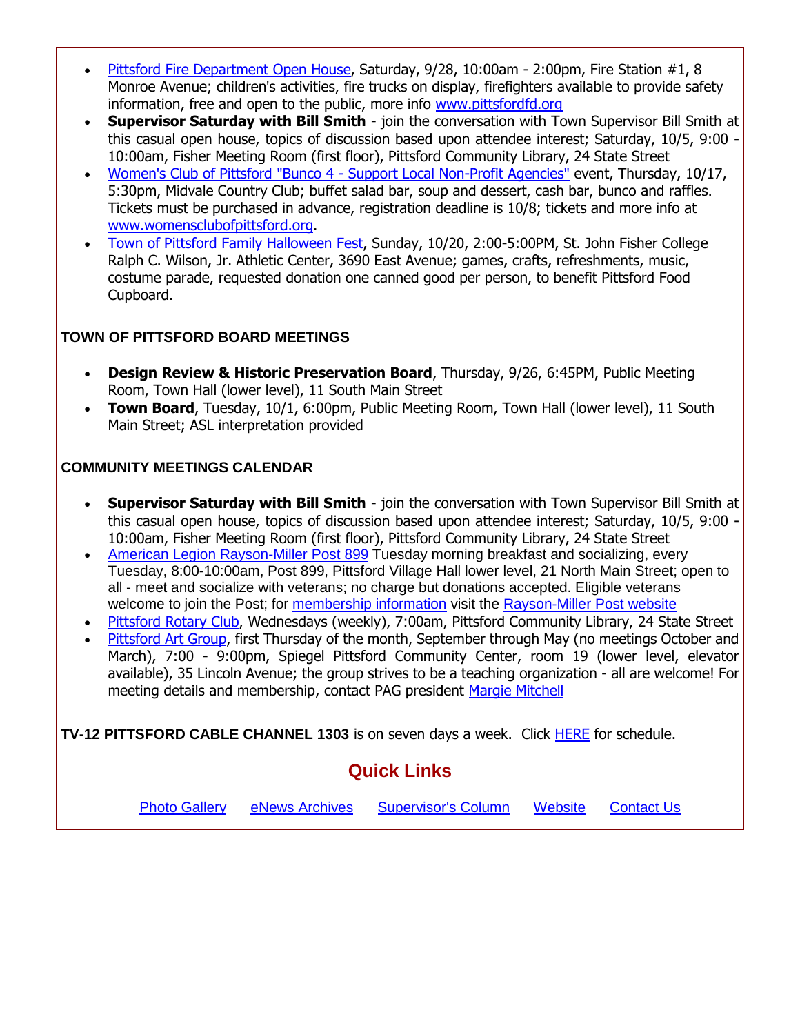- Pittsford Fire Department Open House, Saturday, 9/28, 10:00am - 2:00pm, Fire Station #1, 8 Monroe Avenue; children's activities, fire trucks on display, firefighters available to provide safety information, free and open to the public, more info www.pittsfordfd.org
- **Supervisor Saturday with Bill Smith** - join the conversation with Town Supervisor Bill Smith at this casual open house, topics of discussion based upon attendee interest; Saturday, 10/5, 9:00 - 10:00am, Fisher Meeting Room (first floor), Pittsford Community Library, 24 State Street
- Women's Club of Pittsford "Bunco 4 - Support Local Non-Profit Agencies" event, Thursday, 10/17, 5:30pm, Midvale Country Club; buffet salad bar, soup and dessert, cash bar, bunco and raffles. Tickets must be purchased in advance, registration deadline is 10/8; tickets and more info at www.womensclubofpittsford.org.
- Town of Pittsford Family Halloween Fest, Sunday, 10/20, 2:00-5:00PM, St. John Fisher College Ralph C. Wilson, Jr. Athletic Center, 3690 East Avenue; games, crafts, refreshments, music, costume parade, requested donation one canned good per person, to benefit Pittsford Food Cupboard.

**TOWN OF PITTSFORD BOARD MEETINGS**

- **Design Review & Historic Preservation Board**, Thursday, 9/26, 6:45PM, Public Meeting Room, Town Hall (lower level), 11 South Main Street
- **Town Board**, Tuesday, 10/1, 6:00pm, Public Meeting Room, Town Hall (lower level), 11 South Main Street; ASL interpretation provided

**COMMUNITY MEETINGS CALENDAR**

- **Supervisor Saturday with Bill Smith** - join the conversation with Town Supervisor Bill Smith at this casual open house, topics of discussion based upon attendee interest; Saturday, 10/5, 9:00 - 10:00am, Fisher Meeting Room (first floor), Pittsford Community Library, 24 State Street
- American Legion Rayson-Miller Post 899 Tuesday morning breakfast and socializing, every Tuesday, 8:00-10:00am, Post 899, Pittsford Village Hall lower level, 21 North Main Street; open to all - meet and socialize with veterans; no charge but donations accepted. Eligible veterans welcome to join the Post; for membership information visit the Rayson-Miller Post website
- Pittsford Rotary Club, Wednesdays (weekly), 7:00am, Pittsford Community Library, 24 State Street
- Pittsford Art Group, first Thursday of the month, September through May (no meetings October and March), 7:00 - 9:00pm, Spiegel Pittsford Community Center, room 19 (lower level, elevator available), 35 Lincoln Avenue; the group strives to be a teaching organization - all are welcome! For meeting details and membership, contact PAG president Margie Mitchell

**TV-12 PITTSFORD CABLE CHANNEL 1303** is on seven days a week. Click HERE for schedule.

## Quick Links

Photo Gallery   eNews Archives   Supervisor's Column   Website   Contact Us